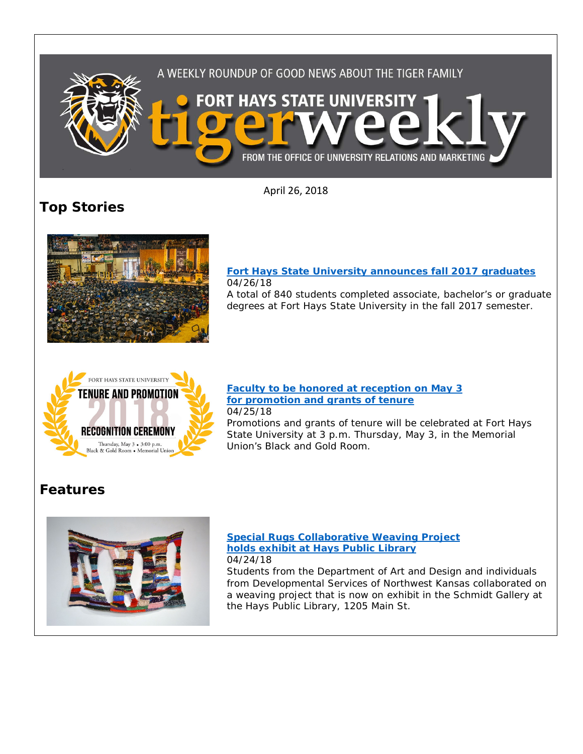A WEEKLY ROUNDUP OF GOOD NEWS ABOUT THE TIGER FAMILY

FORT HAYS STATE UNIVERSITY tigerweekly

FROM THE OFFICE OF UNIVERSITY RELATIONS AND MARKETING

April 26, 2018

## Top Stories

### Fort Hays State University announces fall 2017 graduates

04/26/18

A total of 840 students completed associate, bachelor's or graduate degrees at Fort Hays State University in the fall 2017 semester.

### Faculty to be honored at reception on May 3 for promotion and grants of tenure

04/25/18

Promotions and grants of tenure will be celebrated at Fort Hays State University at 3 p.m. Thursday, May 3, in the Memorial Union's Black and Gold Room.

## Features

### Special Rugs Collaborative Weaving Project holds exhibit at Hays Public Library

04/24/18

Students from the Department of Art and Design and individuals from Developmental Services of Northwest Kansas collaborated on a weaving project that is now on exhibit in the Schmidt Gallery at the Hays Public Library, 1205 Main St.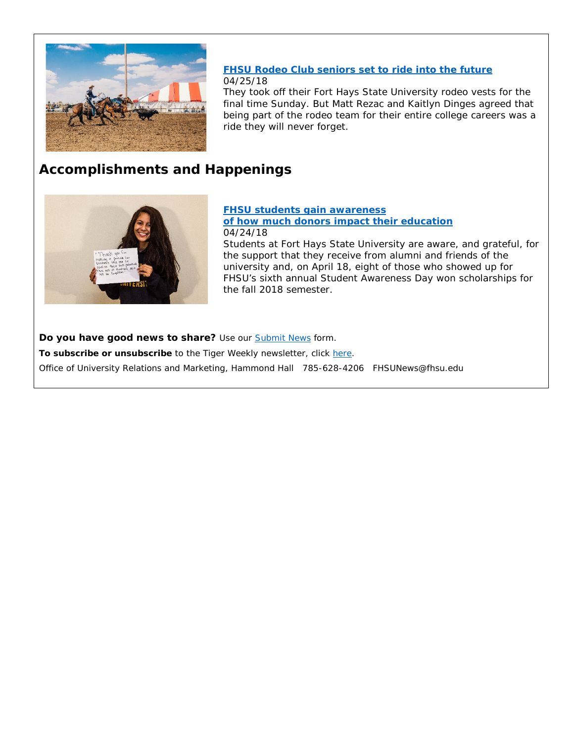**[FHSU Rodeo Club seniors set to ride into the future]()**
04/25/18
They took off their Fort Hays State University rodeo vests for the final time Sunday. But Matt Rezac and Kaitlyn Dinges agreed that being part of the rodeo team for their entire college careers was a ride they will never forget.

## Accomplishments and Happenings

**[FHSU students gain awareness of how much donors impact their education]()**
04/24/18
Students at Fort Hays State University are aware, and grateful, for the support that they receive from alumni and friends of the university and, on April 18, eight of those who showed up for FHSU's sixth annual Student Awareness Day won scholarships for the fall 2018 semester.

**Do you have good news to share?** Use our [Submit News]() form.

**To subscribe or unsubscribe** to the Tiger Weekly newsletter, click [here]().

Office of University Relations and Marketing, Hammond Hall 785-628-4206 FHSUNews@fhsu.edu